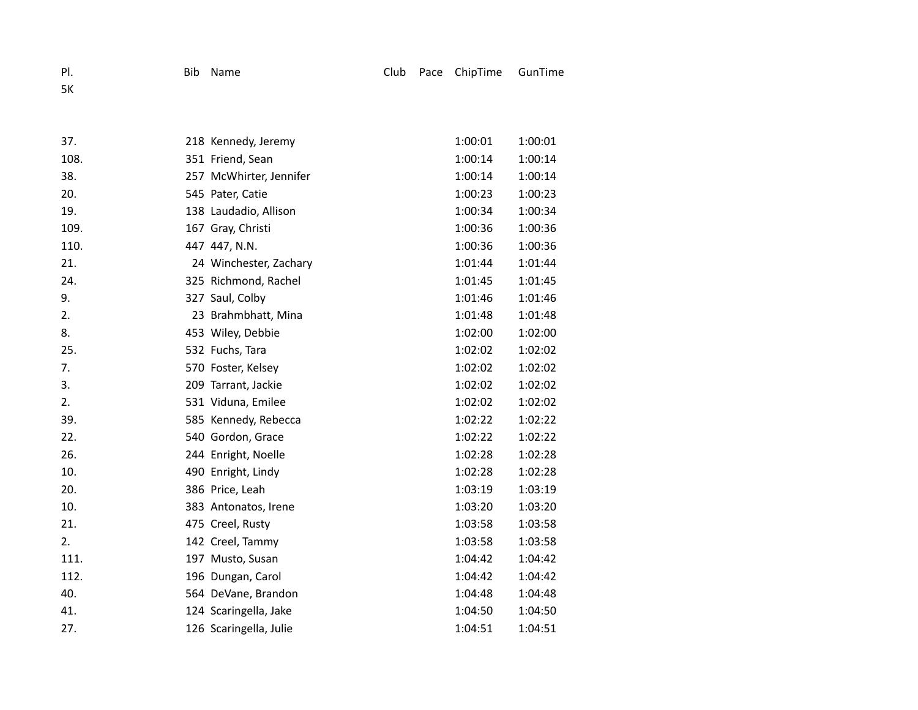| Pl. | Bib | Name | Club | Pace | ChipTime | GunTime |
|---|---|---|---|---|---|---|
| 5K | | | | | | |
| 37. | 218 | Kennedy, Jeremy | | | 1:00:01 | 1:00:01 |
| 108. | 351 | Friend, Sean | | | 1:00:14 | 1:00:14 |
| 38. | 257 | McWhirter, Jennifer | | | 1:00:14 | 1:00:14 |
| 20. | 545 | Pater, Catie | | | 1:00:23 | 1:00:23 |
| 19. | 138 | Laudadio, Allison | | | 1:00:34 | 1:00:34 |
| 109. | 167 | Gray, Christi | | | 1:00:36 | 1:00:36 |
| 110. | 447 | 447, N.N. | | | 1:00:36 | 1:00:36 |
| 21. | 24 | Winchester, Zachary | | | 1:01:44 | 1:01:44 |
| 24. | 325 | Richmond, Rachel | | | 1:01:45 | 1:01:45 |
| 9. | 327 | Saul, Colby | | | 1:01:46 | 1:01:46 |
| 2. | 23 | Brahmbhatt, Mina | | | 1:01:48 | 1:01:48 |
| 8. | 453 | Wiley, Debbie | | | 1:02:00 | 1:02:00 |
| 25. | 532 | Fuchs, Tara | | | 1:02:02 | 1:02:02 |
| 7. | 570 | Foster, Kelsey | | | 1:02:02 | 1:02:02 |
| 3. | 209 | Tarrant, Jackie | | | 1:02:02 | 1:02:02 |
| 2. | 531 | Viduna, Emilee | | | 1:02:02 | 1:02:02 |
| 39. | 585 | Kennedy, Rebecca | | | 1:02:22 | 1:02:22 |
| 22. | 540 | Gordon, Grace | | | 1:02:22 | 1:02:22 |
| 26. | 244 | Enright, Noelle | | | 1:02:28 | 1:02:28 |
| 10. | 490 | Enright, Lindy | | | 1:02:28 | 1:02:28 |
| 20. | 386 | Price, Leah | | | 1:03:19 | 1:03:19 |
| 10. | 383 | Antonatos, Irene | | | 1:03:20 | 1:03:20 |
| 21. | 475 | Creel, Rusty | | | 1:03:58 | 1:03:58 |
| 2. | 142 | Creel, Tammy | | | 1:03:58 | 1:03:58 |
| 111. | 197 | Musto, Susan | | | 1:04:42 | 1:04:42 |
| 112. | 196 | Dungan, Carol | | | 1:04:42 | 1:04:42 |
| 40. | 564 | DeVane, Brandon | | | 1:04:48 | 1:04:48 |
| 41. | 124 | Scaringella, Jake | | | 1:04:50 | 1:04:50 |
| 27. | 126 | Scaringella, Julie | | | 1:04:51 | 1:04:51 |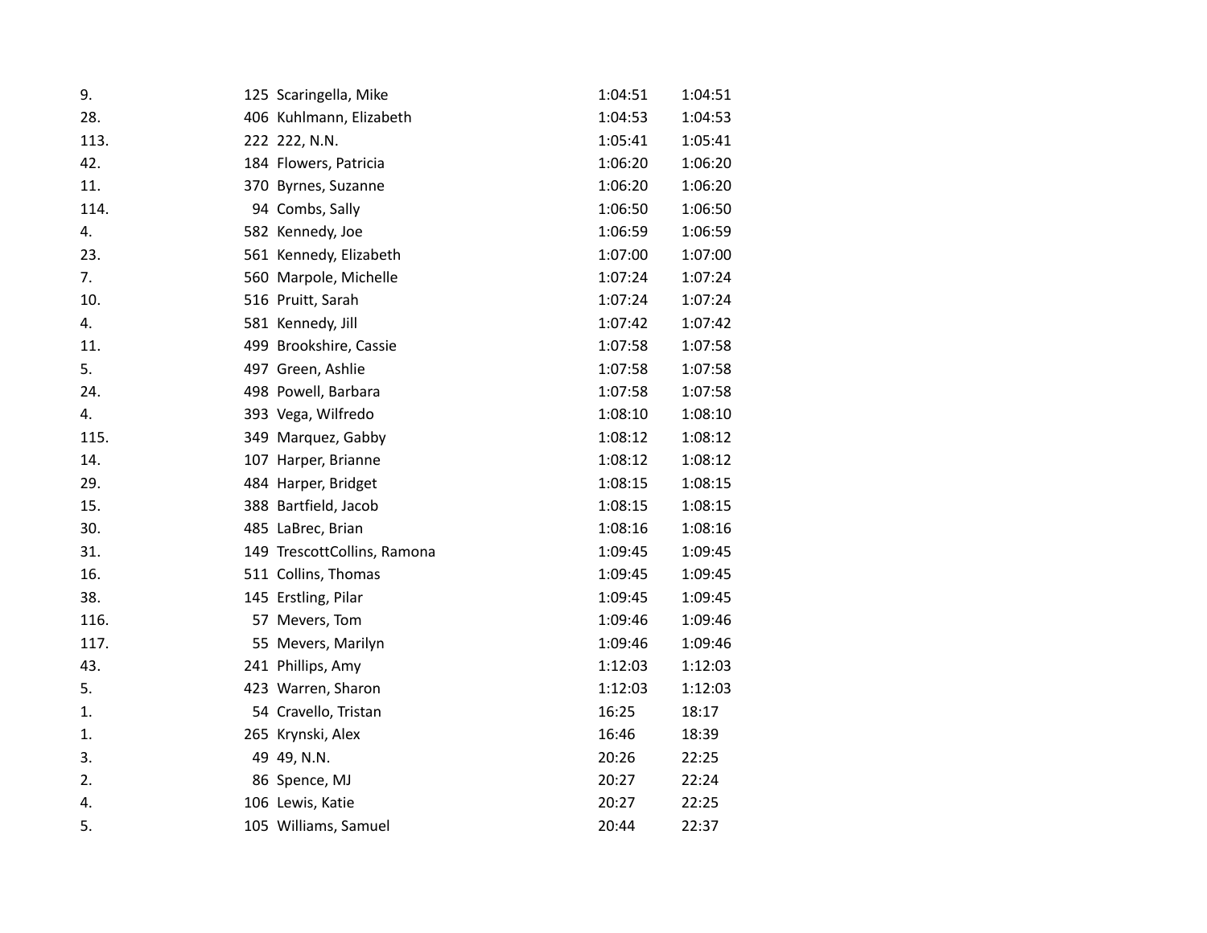| | | | | |
|---|---|---|---|---|
| 9. | 125 | Scaringella, Mike | 1:04:51 | 1:04:51 |
| 28. | 406 | Kuhlmann, Elizabeth | 1:04:53 | 1:04:53 |
| 113. | 222 | 222, N.N. | 1:05:41 | 1:05:41 |
| 42. | 184 | Flowers, Patricia | 1:06:20 | 1:06:20 |
| 11. | 370 | Byrnes, Suzanne | 1:06:20 | 1:06:20 |
| 114. | 94 | Combs, Sally | 1:06:50 | 1:06:50 |
| 4. | 582 | Kennedy, Joe | 1:06:59 | 1:06:59 |
| 23. | 561 | Kennedy, Elizabeth | 1:07:00 | 1:07:00 |
| 7. | 560 | Marpole, Michelle | 1:07:24 | 1:07:24 |
| 10. | 516 | Pruitt, Sarah | 1:07:24 | 1:07:24 |
| 4. | 581 | Kennedy, Jill | 1:07:42 | 1:07:42 |
| 11. | 499 | Brookshire, Cassie | 1:07:58 | 1:07:58 |
| 5. | 497 | Green, Ashlie | 1:07:58 | 1:07:58 |
| 24. | 498 | Powell, Barbara | 1:07:58 | 1:07:58 |
| 4. | 393 | Vega, Wilfredo | 1:08:10 | 1:08:10 |
| 115. | 349 | Marquez, Gabby | 1:08:12 | 1:08:12 |
| 14. | 107 | Harper, Brianne | 1:08:12 | 1:08:12 |
| 29. | 484 | Harper, Bridget | 1:08:15 | 1:08:15 |
| 15. | 388 | Bartfield, Jacob | 1:08:15 | 1:08:15 |
| 30. | 485 | LaBrec, Brian | 1:08:16 | 1:08:16 |
| 31. | 149 | TrescottCollins, Ramona | 1:09:45 | 1:09:45 |
| 16. | 511 | Collins, Thomas | 1:09:45 | 1:09:45 |
| 38. | 145 | Erstling, Pilar | 1:09:45 | 1:09:45 |
| 116. | 57 | Mevers, Tom | 1:09:46 | 1:09:46 |
| 117. | 55 | Mevers, Marilyn | 1:09:46 | 1:09:46 |
| 43. | 241 | Phillips, Amy | 1:12:03 | 1:12:03 |
| 5. | 423 | Warren, Sharon | 1:12:03 | 1:12:03 |
| 1. | 54 | Cravello, Tristan | 16:25 | 18:17 |
| 1. | 265 | Krynski, Alex | 16:46 | 18:39 |
| 3. | 49 | 49, N.N. | 20:26 | 22:25 |
| 2. | 86 | Spence, MJ | 20:27 | 22:24 |
| 4. | 106 | Lewis, Katie | 20:27 | 22:25 |
| 5. | 105 | Williams, Samuel | 20:44 | 22:37 |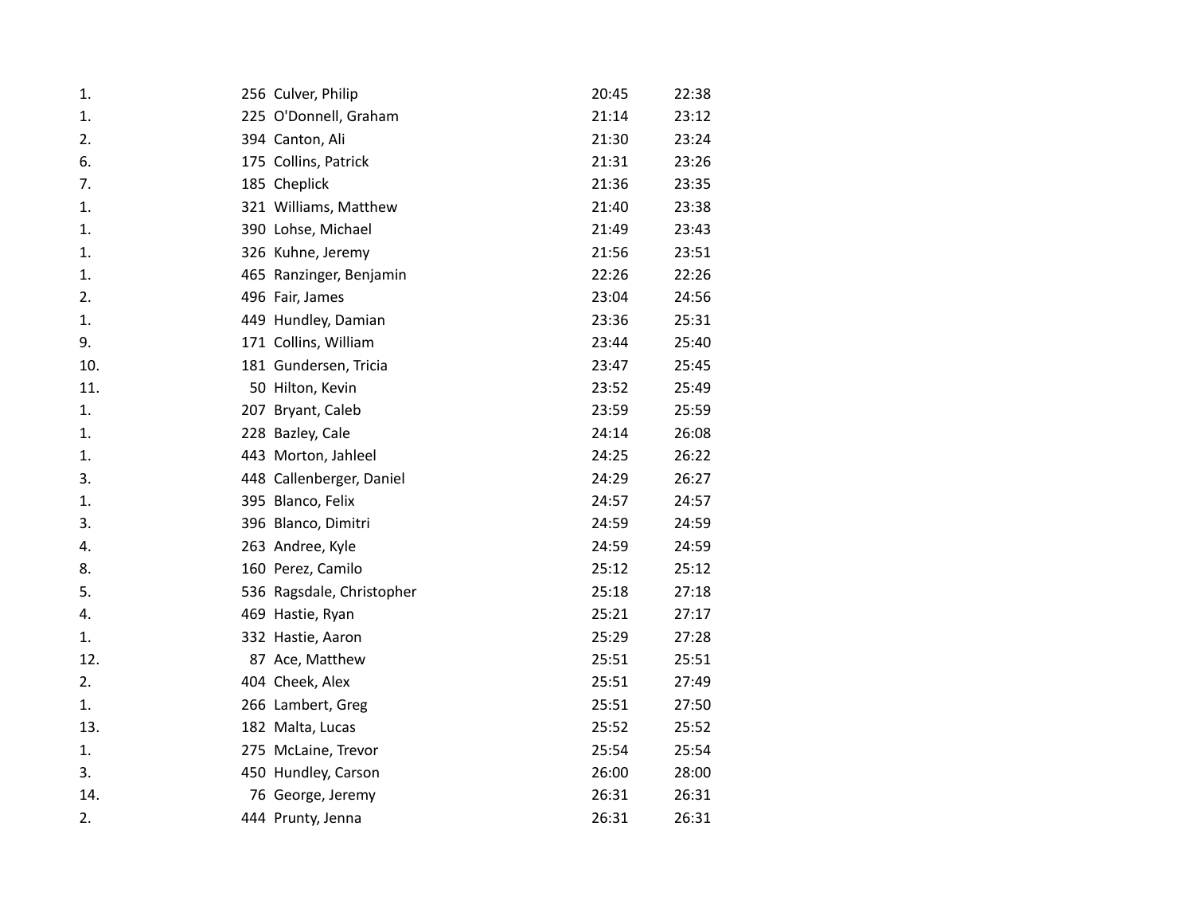| | | | | |
|---|---|---|---|---|
| 1. | 256 | Culver, Philip | 20:45 | 22:38 |
| 1. | 225 | O'Donnell, Graham | 21:14 | 23:12 |
| 2. | 394 | Canton, Ali | 21:30 | 23:24 |
| 6. | 175 | Collins, Patrick | 21:31 | 23:26 |
| 7. | 185 | Cheplick | 21:36 | 23:35 |
| 1. | 321 | Williams, Matthew | 21:40 | 23:38 |
| 1. | 390 | Lohse, Michael | 21:49 | 23:43 |
| 1. | 326 | Kuhne, Jeremy | 21:56 | 23:51 |
| 1. | 465 | Ranzinger, Benjamin | 22:26 | 22:26 |
| 2. | 496 | Fair, James | 23:04 | 24:56 |
| 1. | 449 | Hundley, Damian | 23:36 | 25:31 |
| 9. | 171 | Collins, William | 23:44 | 25:40 |
| 10. | 181 | Gundersen, Tricia | 23:47 | 25:45 |
| 11. | 50 | Hilton, Kevin | 23:52 | 25:49 |
| 1. | 207 | Bryant, Caleb | 23:59 | 25:59 |
| 1. | 228 | Bazley, Cale | 24:14 | 26:08 |
| 1. | 443 | Morton, Jahleel | 24:25 | 26:22 |
| 3. | 448 | Callenberger, Daniel | 24:29 | 26:27 |
| 1. | 395 | Blanco, Felix | 24:57 | 24:57 |
| 3. | 396 | Blanco, Dimitri | 24:59 | 24:59 |
| 4. | 263 | Andree, Kyle | 24:59 | 24:59 |
| 8. | 160 | Perez, Camilo | 25:12 | 25:12 |
| 5. | 536 | Ragsdale, Christopher | 25:18 | 27:18 |
| 4. | 469 | Hastie, Ryan | 25:21 | 27:17 |
| 1. | 332 | Hastie, Aaron | 25:29 | 27:28 |
| 12. | 87 | Ace, Matthew | 25:51 | 25:51 |
| 2. | 404 | Cheek, Alex | 25:51 | 27:49 |
| 1. | 266 | Lambert, Greg | 25:51 | 27:50 |
| 13. | 182 | Malta, Lucas | 25:52 | 25:52 |
| 1. | 275 | McLaine, Trevor | 25:54 | 25:54 |
| 3. | 450 | Hundley, Carson | 26:00 | 28:00 |
| 14. | 76 | George, Jeremy | 26:31 | 26:31 |
| 2. | 444 | Prunty, Jenna | 26:31 | 26:31 |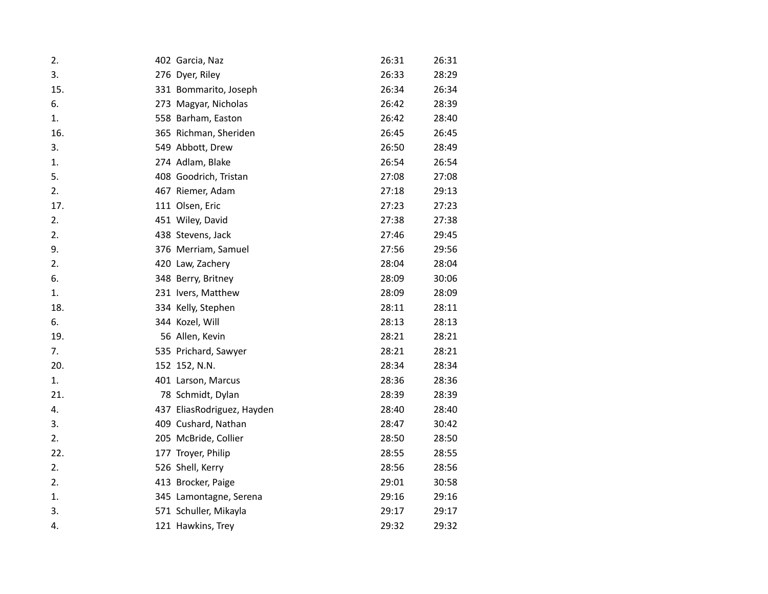| | | | | |
|---|---|---|---|---|
| 2. | 402 | Garcia, Naz | 26:31 | 26:31 |
| 3. | 276 | Dyer, Riley | 26:33 | 28:29 |
| 15. | 331 | Bommarito, Joseph | 26:34 | 26:34 |
| 6. | 273 | Magyar, Nicholas | 26:42 | 28:39 |
| 1. | 558 | Barham, Easton | 26:42 | 28:40 |
| 16. | 365 | Richman, Sheriden | 26:45 | 26:45 |
| 3. | 549 | Abbott, Drew | 26:50 | 28:49 |
| 1. | 274 | Adlam, Blake | 26:54 | 26:54 |
| 5. | 408 | Goodrich, Tristan | 27:08 | 27:08 |
| 2. | 467 | Riemer, Adam | 27:18 | 29:13 |
| 17. | 111 | Olsen, Eric | 27:23 | 27:23 |
| 2. | 451 | Wiley, David | 27:38 | 27:38 |
| 2. | 438 | Stevens, Jack | 27:46 | 29:45 |
| 9. | 376 | Merriam, Samuel | 27:56 | 29:56 |
| 2. | 420 | Law, Zachery | 28:04 | 28:04 |
| 6. | 348 | Berry, Britney | 28:09 | 30:06 |
| 1. | 231 | Ivers, Matthew | 28:09 | 28:09 |
| 18. | 334 | Kelly, Stephen | 28:11 | 28:11 |
| 6. | 344 | Kozel, Will | 28:13 | 28:13 |
| 19. | 56 | Allen, Kevin | 28:21 | 28:21 |
| 7. | 535 | Prichard, Sawyer | 28:21 | 28:21 |
| 20. | 152 | 152, N.N. | 28:34 | 28:34 |
| 1. | 401 | Larson, Marcus | 28:36 | 28:36 |
| 21. | 78 | Schmidt, Dylan | 28:39 | 28:39 |
| 4. | 437 | EliasRodriguez, Hayden | 28:40 | 28:40 |
| 3. | 409 | Cushard, Nathan | 28:47 | 30:42 |
| 2. | 205 | McBride, Collier | 28:50 | 28:50 |
| 22. | 177 | Troyer, Philip | 28:55 | 28:55 |
| 2. | 526 | Shell, Kerry | 28:56 | 28:56 |
| 2. | 413 | Brocker, Paige | 29:01 | 30:58 |
| 1. | 345 | Lamontagne, Serena | 29:16 | 29:16 |
| 3. | 571 | Schuller, Mikayla | 29:17 | 29:17 |
| 4. | 121 | Hawkins, Trey | 29:32 | 29:32 |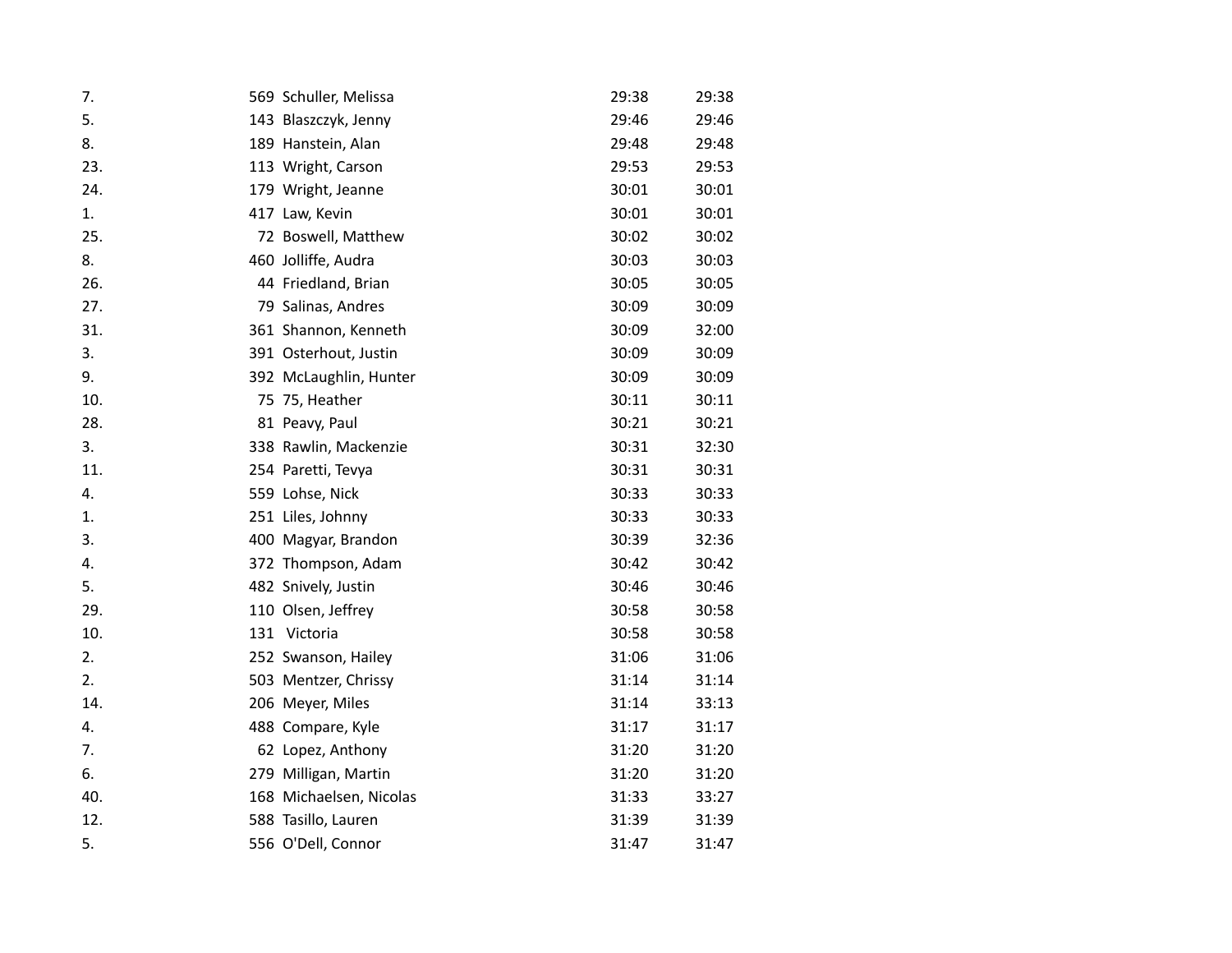| | | | | |
|---|---|---|---|---|
| 7. | 569 | Schuller, Melissa | 29:38 | 29:38 |
| 5. | 143 | Blaszczyk, Jenny | 29:46 | 29:46 |
| 8. | 189 | Hanstein, Alan | 29:48 | 29:48 |
| 23. | 113 | Wright, Carson | 29:53 | 29:53 |
| 24. | 179 | Wright, Jeanne | 30:01 | 30:01 |
| 1. | 417 | Law, Kevin | 30:01 | 30:01 |
| 25. | 72 | Boswell, Matthew | 30:02 | 30:02 |
| 8. | 460 | Jolliffe, Audra | 30:03 | 30:03 |
| 26. | 44 | Friedland, Brian | 30:05 | 30:05 |
| 27. | 79 | Salinas, Andres | 30:09 | 30:09 |
| 31. | 361 | Shannon, Kenneth | 30:09 | 32:00 |
| 3. | 391 | Osterhout, Justin | 30:09 | 30:09 |
| 9. | 392 | McLaughlin, Hunter | 30:09 | 30:09 |
| 10. | 75 | 75, Heather | 30:11 | 30:11 |
| 28. | 81 | Peavy, Paul | 30:21 | 30:21 |
| 3. | 338 | Rawlin, Mackenzie | 30:31 | 32:30 |
| 11. | 254 | Paretti, Tevya | 30:31 | 30:31 |
| 4. | 559 | Lohse, Nick | 30:33 | 30:33 |
| 1. | 251 | Liles, Johnny | 30:33 | 30:33 |
| 3. | 400 | Magyar, Brandon | 30:39 | 32:36 |
| 4. | 372 | Thompson, Adam | 30:42 | 30:42 |
| 5. | 482 | Snively, Justin | 30:46 | 30:46 |
| 29. | 110 | Olsen, Jeffrey | 30:58 | 30:58 |
| 10. | 131 | Victoria | 30:58 | 30:58 |
| 2. | 252 | Swanson, Hailey | 31:06 | 31:06 |
| 2. | 503 | Mentzer, Chrissy | 31:14 | 31:14 |
| 14. | 206 | Meyer, Miles | 31:14 | 33:13 |
| 4. | 488 | Compare, Kyle | 31:17 | 31:17 |
| 7. | 62 | Lopez, Anthony | 31:20 | 31:20 |
| 6. | 279 | Milligan, Martin | 31:20 | 31:20 |
| 40. | 168 | Michaelsen, Nicolas | 31:33 | 33:27 |
| 12. | 588 | Tasillo, Lauren | 31:39 | 31:39 |
| 5. | 556 | O'Dell, Connor | 31:47 | 31:47 |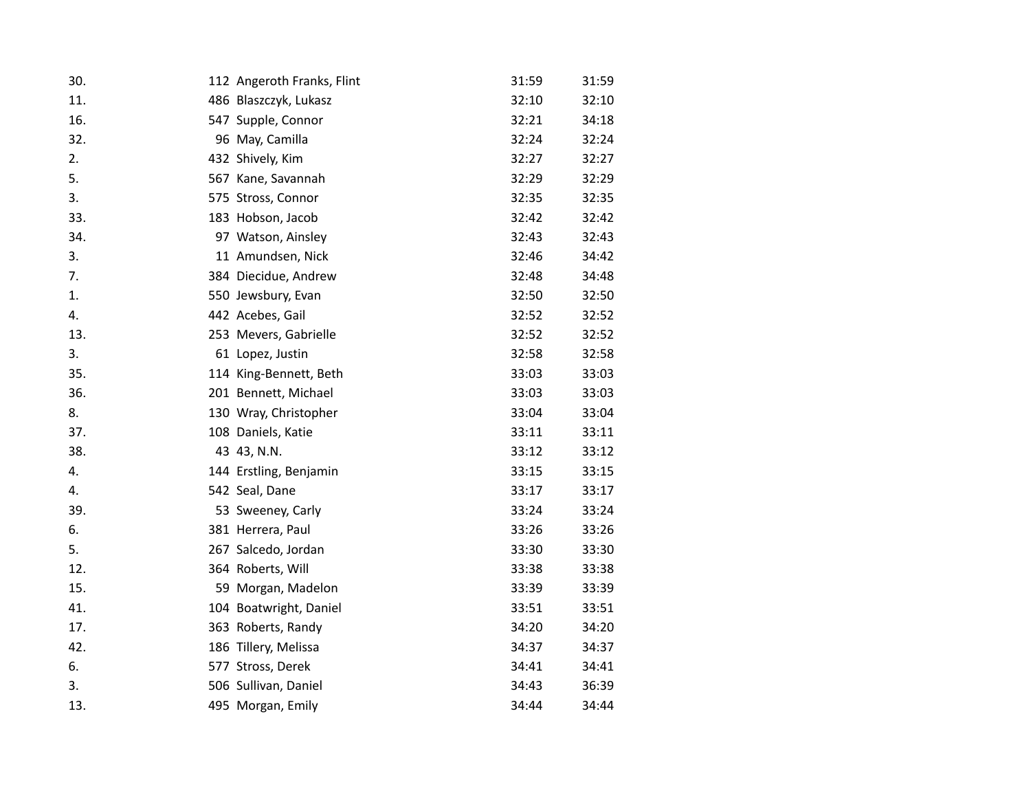| | | | | |
|---|---|---|---|---|
| 30. | 112 | Angeroth Franks, Flint | 31:59 | 31:59 |
| 11. | 486 | Blaszczyk, Lukasz | 32:10 | 32:10 |
| 16. | 547 | Supple, Connor | 32:21 | 34:18 |
| 32. | 96 | May, Camilla | 32:24 | 32:24 |
| 2. | 432 | Shively, Kim | 32:27 | 32:27 |
| 5. | 567 | Kane, Savannah | 32:29 | 32:29 |
| 3. | 575 | Stross, Connor | 32:35 | 32:35 |
| 33. | 183 | Hobson, Jacob | 32:42 | 32:42 |
| 34. | 97 | Watson, Ainsley | 32:43 | 32:43 |
| 3. | 11 | Amundsen, Nick | 32:46 | 34:42 |
| 7. | 384 | Diecidue, Andrew | 32:48 | 34:48 |
| 1. | 550 | Jewsbury, Evan | 32:50 | 32:50 |
| 4. | 442 | Acebes, Gail | 32:52 | 32:52 |
| 13. | 253 | Mevers, Gabrielle | 32:52 | 32:52 |
| 3. | 61 | Lopez, Justin | 32:58 | 32:58 |
| 35. | 114 | King-Bennett, Beth | 33:03 | 33:03 |
| 36. | 201 | Bennett, Michael | 33:03 | 33:03 |
| 8. | 130 | Wray, Christopher | 33:04 | 33:04 |
| 37. | 108 | Daniels, Katie | 33:11 | 33:11 |
| 38. | 43 | 43, N.N. | 33:12 | 33:12 |
| 4. | 144 | Erstling, Benjamin | 33:15 | 33:15 |
| 4. | 542 | Seal, Dane | 33:17 | 33:17 |
| 39. | 53 | Sweeney, Carly | 33:24 | 33:24 |
| 6. | 381 | Herrera, Paul | 33:26 | 33:26 |
| 5. | 267 | Salcedo, Jordan | 33:30 | 33:30 |
| 12. | 364 | Roberts, Will | 33:38 | 33:38 |
| 15. | 59 | Morgan, Madelon | 33:39 | 33:39 |
| 41. | 104 | Boatwright, Daniel | 33:51 | 33:51 |
| 17. | 363 | Roberts, Randy | 34:20 | 34:20 |
| 42. | 186 | Tillery, Melissa | 34:37 | 34:37 |
| 6. | 577 | Stross, Derek | 34:41 | 34:41 |
| 3. | 506 | Sullivan, Daniel | 34:43 | 36:39 |
| 13. | 495 | Morgan, Emily | 34:44 | 34:44 |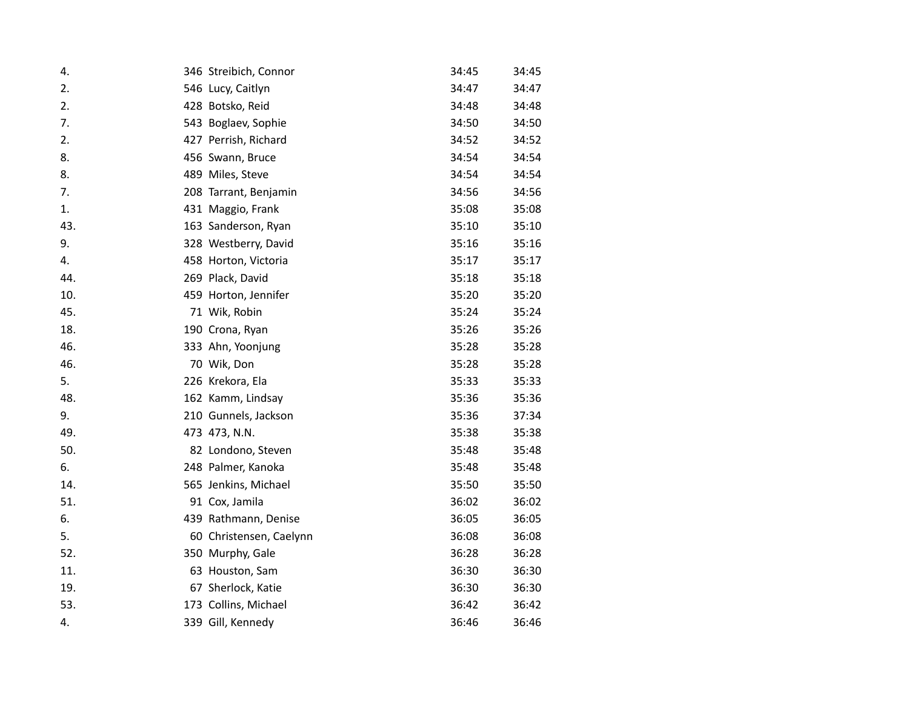| | | | | |
|---|---|---|---|---|
| 4. | 346 | Streibich, Connor | 34:45 | 34:45 |
| 2. | 546 | Lucy, Caitlyn | 34:47 | 34:47 |
| 2. | 428 | Botsko, Reid | 34:48 | 34:48 |
| 7. | 543 | Boglaev, Sophie | 34:50 | 34:50 |
| 2. | 427 | Perrish, Richard | 34:52 | 34:52 |
| 8. | 456 | Swann, Bruce | 34:54 | 34:54 |
| 8. | 489 | Miles, Steve | 34:54 | 34:54 |
| 7. | 208 | Tarrant, Benjamin | 34:56 | 34:56 |
| 1. | 431 | Maggio, Frank | 35:08 | 35:08 |
| 43. | 163 | Sanderson, Ryan | 35:10 | 35:10 |
| 9. | 328 | Westberry, David | 35:16 | 35:16 |
| 4. | 458 | Horton, Victoria | 35:17 | 35:17 |
| 44. | 269 | Plack, David | 35:18 | 35:18 |
| 10. | 459 | Horton, Jennifer | 35:20 | 35:20 |
| 45. | 71 | Wik, Robin | 35:24 | 35:24 |
| 18. | 190 | Crona, Ryan | 35:26 | 35:26 |
| 46. | 333 | Ahn, Yoonjung | 35:28 | 35:28 |
| 46. | 70 | Wik, Don | 35:28 | 35:28 |
| 5. | 226 | Krekora, Ela | 35:33 | 35:33 |
| 48. | 162 | Kamm, Lindsay | 35:36 | 35:36 |
| 9. | 210 | Gunnels, Jackson | 35:36 | 37:34 |
| 49. | 473 | 473, N.N. | 35:38 | 35:38 |
| 50. | 82 | Londono, Steven | 35:48 | 35:48 |
| 6. | 248 | Palmer, Kanoka | 35:48 | 35:48 |
| 14. | 565 | Jenkins, Michael | 35:50 | 35:50 |
| 51. | 91 | Cox, Jamila | 36:02 | 36:02 |
| 6. | 439 | Rathmann, Denise | 36:05 | 36:05 |
| 5. | 60 | Christensen, Caelynn | 36:08 | 36:08 |
| 52. | 350 | Murphy, Gale | 36:28 | 36:28 |
| 11. | 63 | Houston, Sam | 36:30 | 36:30 |
| 19. | 67 | Sherlock, Katie | 36:30 | 36:30 |
| 53. | 173 | Collins, Michael | 36:42 | 36:42 |
| 4. | 339 | Gill, Kennedy | 36:46 | 36:46 |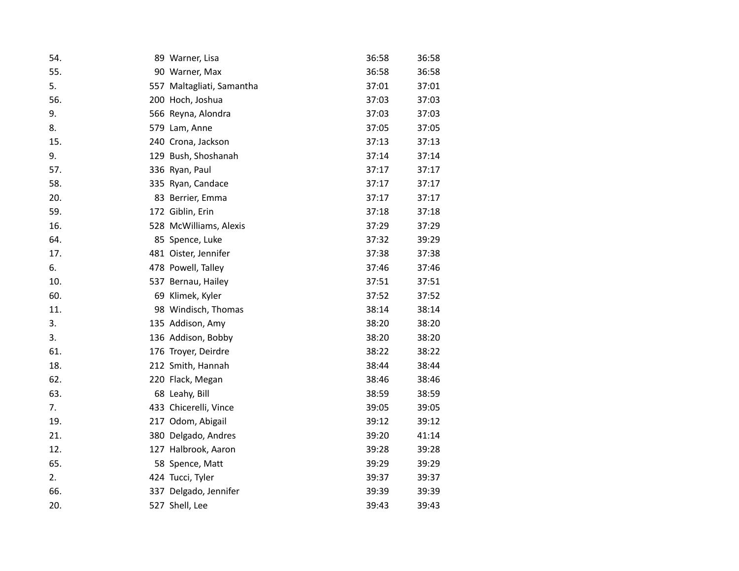| | | | | |
|---|---|---|---|---|
| 54. | 89 | Warner, Lisa | 36:58 | 36:58 |
| 55. | 90 | Warner, Max | 36:58 | 36:58 |
| 5. | 557 | Maltagliati, Samantha | 37:01 | 37:01 |
| 56. | 200 | Hoch, Joshua | 37:03 | 37:03 |
| 9. | 566 | Reyna, Alondra | 37:03 | 37:03 |
| 8. | 579 | Lam, Anne | 37:05 | 37:05 |
| 15. | 240 | Crona, Jackson | 37:13 | 37:13 |
| 9. | 129 | Bush, Shoshanah | 37:14 | 37:14 |
| 57. | 336 | Ryan, Paul | 37:17 | 37:17 |
| 58. | 335 | Ryan, Candace | 37:17 | 37:17 |
| 20. | 83 | Berrier, Emma | 37:17 | 37:17 |
| 59. | 172 | Giblin, Erin | 37:18 | 37:18 |
| 16. | 528 | McWilliams, Alexis | 37:29 | 37:29 |
| 64. | 85 | Spence, Luke | 37:32 | 39:29 |
| 17. | 481 | Oister, Jennifer | 37:38 | 37:38 |
| 6. | 478 | Powell, Talley | 37:46 | 37:46 |
| 10. | 537 | Bernau, Hailey | 37:51 | 37:51 |
| 60. | 69 | Klimek, Kyler | 37:52 | 37:52 |
| 11. | 98 | Windisch, Thomas | 38:14 | 38:14 |
| 3. | 135 | Addison, Amy | 38:20 | 38:20 |
| 3. | 136 | Addison, Bobby | 38:20 | 38:20 |
| 61. | 176 | Troyer, Deirdre | 38:22 | 38:22 |
| 18. | 212 | Smith, Hannah | 38:44 | 38:44 |
| 62. | 220 | Flack, Megan | 38:46 | 38:46 |
| 63. | 68 | Leahy, Bill | 38:59 | 38:59 |
| 7. | 433 | Chicerelli, Vince | 39:05 | 39:05 |
| 19. | 217 | Odom, Abigail | 39:12 | 39:12 |
| 21. | 380 | Delgado, Andres | 39:20 | 41:14 |
| 12. | 127 | Halbrook, Aaron | 39:28 | 39:28 |
| 65. | 58 | Spence, Matt | 39:29 | 39:29 |
| 2. | 424 | Tucci, Tyler | 39:37 | 39:37 |
| 66. | 337 | Delgado, Jennifer | 39:39 | 39:39 |
| 20. | 527 | Shell, Lee | 39:43 | 39:43 |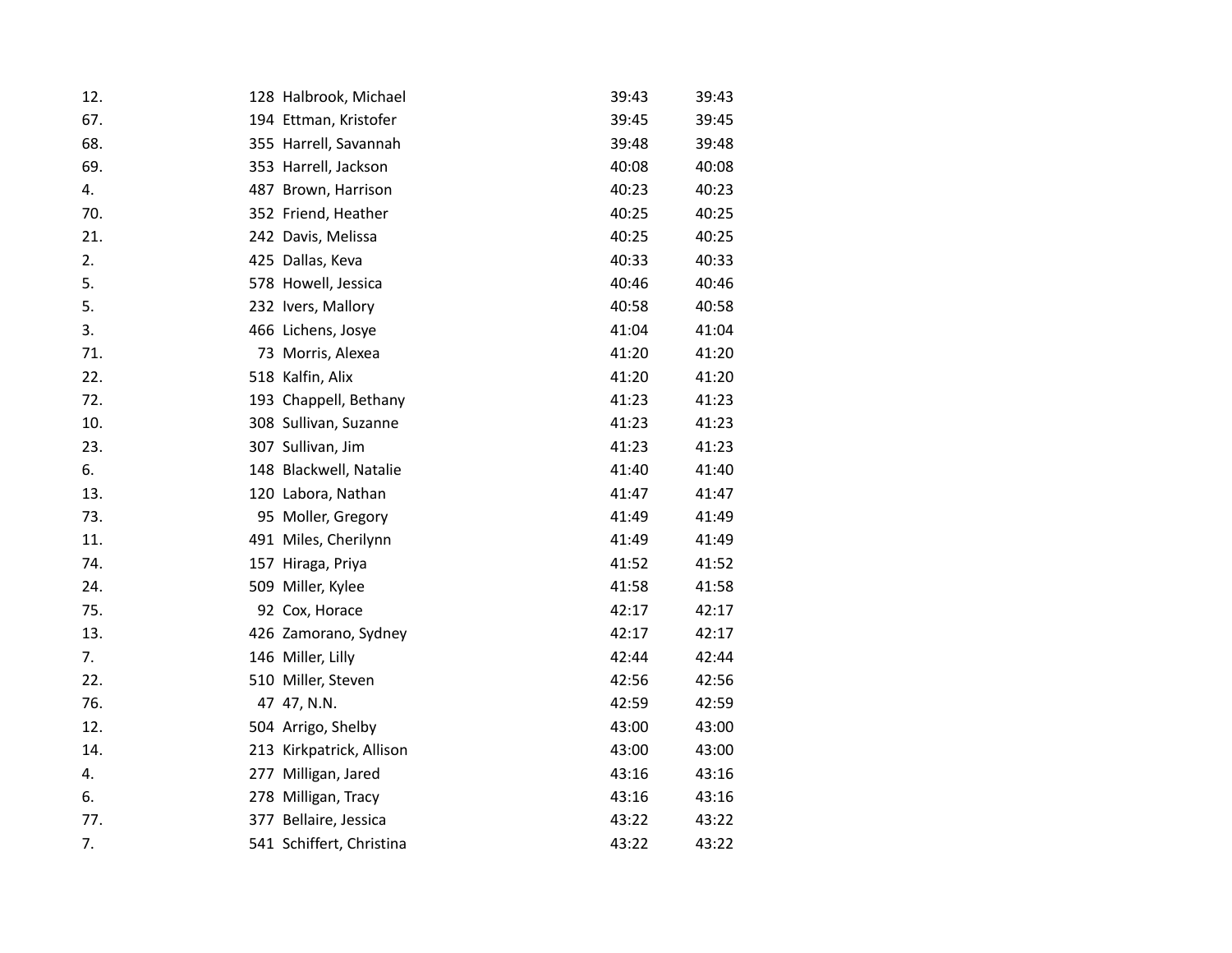| | | | | |
|---|---|---|---|---|
| 12. | 128 | Halbrook, Michael | 39:43 | 39:43 |
| 67. | 194 | Ettman, Kristofer | 39:45 | 39:45 |
| 68. | 355 | Harrell, Savannah | 39:48 | 39:48 |
| 69. | 353 | Harrell, Jackson | 40:08 | 40:08 |
| 4. | 487 | Brown, Harrison | 40:23 | 40:23 |
| 70. | 352 | Friend, Heather | 40:25 | 40:25 |
| 21. | 242 | Davis, Melissa | 40:25 | 40:25 |
| 2. | 425 | Dallas, Keva | 40:33 | 40:33 |
| 5. | 578 | Howell, Jessica | 40:46 | 40:46 |
| 5. | 232 | Ivers, Mallory | 40:58 | 40:58 |
| 3. | 466 | Lichens, Josye | 41:04 | 41:04 |
| 71. | 73 | Morris, Alexea | 41:20 | 41:20 |
| 22. | 518 | Kalfin, Alix | 41:20 | 41:20 |
| 72. | 193 | Chappell, Bethany | 41:23 | 41:23 |
| 10. | 308 | Sullivan, Suzanne | 41:23 | 41:23 |
| 23. | 307 | Sullivan, Jim | 41:23 | 41:23 |
| 6. | 148 | Blackwell, Natalie | 41:40 | 41:40 |
| 13. | 120 | Labora, Nathan | 41:47 | 41:47 |
| 73. | 95 | Moller, Gregory | 41:49 | 41:49 |
| 11. | 491 | Miles, Cherilynn | 41:49 | 41:49 |
| 74. | 157 | Hiraga, Priya | 41:52 | 41:52 |
| 24. | 509 | Miller, Kylee | 41:58 | 41:58 |
| 75. | 92 | Cox, Horace | 42:17 | 42:17 |
| 13. | 426 | Zamorano, Sydney | 42:17 | 42:17 |
| 7. | 146 | Miller, Lilly | 42:44 | 42:44 |
| 22. | 510 | Miller, Steven | 42:56 | 42:56 |
| 76. | 47 | 47, N.N. | 42:59 | 42:59 |
| 12. | 504 | Arrigo, Shelby | 43:00 | 43:00 |
| 14. | 213 | Kirkpatrick, Allison | 43:00 | 43:00 |
| 4. | 277 | Milligan, Jared | 43:16 | 43:16 |
| 6. | 278 | Milligan, Tracy | 43:16 | 43:16 |
| 77. | 377 | Bellaire, Jessica | 43:22 | 43:22 |
| 7. | 541 | Schiffert, Christina | 43:22 | 43:22 |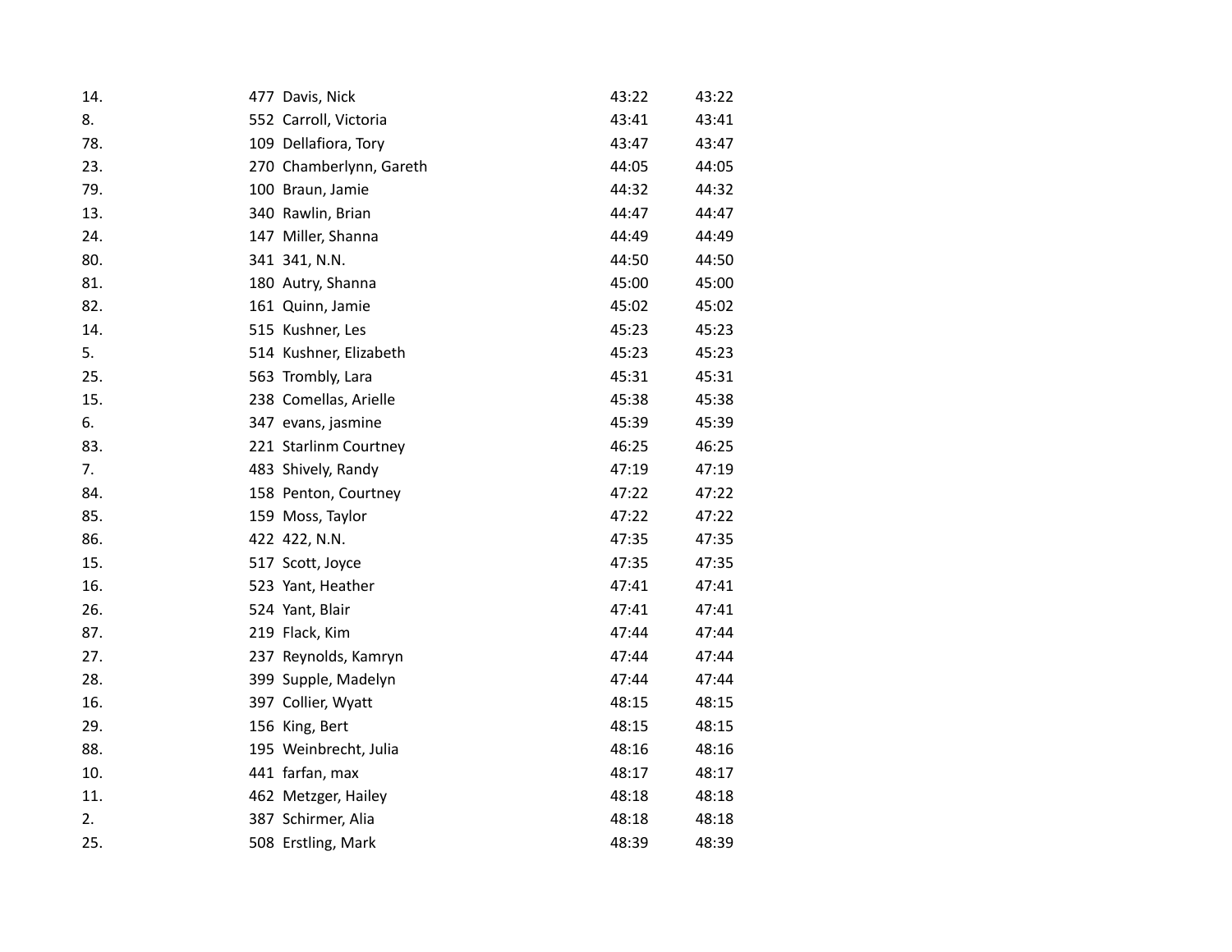| | | | | |
|---|---|---|---|---|
| 14. | 477 | Davis, Nick | 43:22 | 43:22 |
| 8. | 552 | Carroll, Victoria | 43:41 | 43:41 |
| 78. | 109 | Dellafiora, Tory | 43:47 | 43:47 |
| 23. | 270 | Chamberlynn, Gareth | 44:05 | 44:05 |
| 79. | 100 | Braun, Jamie | 44:32 | 44:32 |
| 13. | 340 | Rawlin, Brian | 44:47 | 44:47 |
| 24. | 147 | Miller, Shanna | 44:49 | 44:49 |
| 80. | 341 | 341, N.N. | 44:50 | 44:50 |
| 81. | 180 | Autry, Shanna | 45:00 | 45:00 |
| 82. | 161 | Quinn, Jamie | 45:02 | 45:02 |
| 14. | 515 | Kushner, Les | 45:23 | 45:23 |
| 5. | 514 | Kushner, Elizabeth | 45:23 | 45:23 |
| 25. | 563 | Trombly, Lara | 45:31 | 45:31 |
| 15. | 238 | Comellas, Arielle | 45:38 | 45:38 |
| 6. | 347 | evans, jasmine | 45:39 | 45:39 |
| 83. | 221 | Starlinm Courtney | 46:25 | 46:25 |
| 7. | 483 | Shively, Randy | 47:19 | 47:19 |
| 84. | 158 | Penton, Courtney | 47:22 | 47:22 |
| 85. | 159 | Moss, Taylor | 47:22 | 47:22 |
| 86. | 422 | 422, N.N. | 47:35 | 47:35 |
| 15. | 517 | Scott, Joyce | 47:35 | 47:35 |
| 16. | 523 | Yant, Heather | 47:41 | 47:41 |
| 26. | 524 | Yant, Blair | 47:41 | 47:41 |
| 87. | 219 | Flack, Kim | 47:44 | 47:44 |
| 27. | 237 | Reynolds, Kamryn | 47:44 | 47:44 |
| 28. | 399 | Supple, Madelyn | 47:44 | 47:44 |
| 16. | 397 | Collier, Wyatt | 48:15 | 48:15 |
| 29. | 156 | King, Bert | 48:15 | 48:15 |
| 88. | 195 | Weinbrecht, Julia | 48:16 | 48:16 |
| 10. | 441 | farfan, max | 48:17 | 48:17 |
| 11. | 462 | Metzger, Hailey | 48:18 | 48:18 |
| 2. | 387 | Schirmer, Alia | 48:18 | 48:18 |
| 25. | 508 | Erstling, Mark | 48:39 | 48:39 |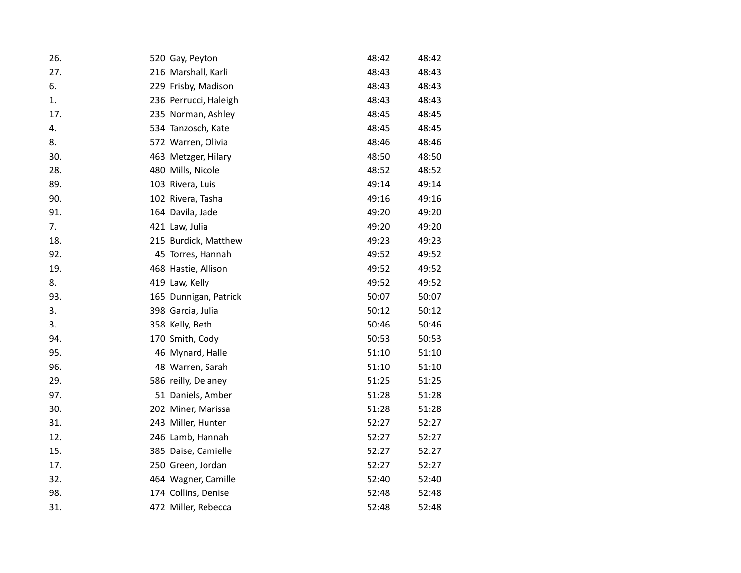| | | | | |
|---|---|---|---|---|
| 26. | 520 | Gay, Peyton | 48:42 | 48:42 |
| 27. | 216 | Marshall, Karli | 48:43 | 48:43 |
| 6. | 229 | Frisby, Madison | 48:43 | 48:43 |
| 1. | 236 | Perrucci, Haleigh | 48:43 | 48:43 |
| 17. | 235 | Norman, Ashley | 48:45 | 48:45 |
| 4. | 534 | Tanzosch, Kate | 48:45 | 48:45 |
| 8. | 572 | Warren, Olivia | 48:46 | 48:46 |
| 30. | 463 | Metzger, Hilary | 48:50 | 48:50 |
| 28. | 480 | Mills, Nicole | 48:52 | 48:52 |
| 89. | 103 | Rivera, Luis | 49:14 | 49:14 |
| 90. | 102 | Rivera, Tasha | 49:16 | 49:16 |
| 91. | 164 | Davila, Jade | 49:20 | 49:20 |
| 7. | 421 | Law, Julia | 49:20 | 49:20 |
| 18. | 215 | Burdick, Matthew | 49:23 | 49:23 |
| 92. | 45 | Torres, Hannah | 49:52 | 49:52 |
| 19. | 468 | Hastie, Allison | 49:52 | 49:52 |
| 8. | 419 | Law, Kelly | 49:52 | 49:52 |
| 93. | 165 | Dunnigan, Patrick | 50:07 | 50:07 |
| 3. | 398 | Garcia, Julia | 50:12 | 50:12 |
| 3. | 358 | Kelly, Beth | 50:46 | 50:46 |
| 94. | 170 | Smith, Cody | 50:53 | 50:53 |
| 95. | 46 | Mynard, Halle | 51:10 | 51:10 |
| 96. | 48 | Warren, Sarah | 51:10 | 51:10 |
| 29. | 586 | reilly, Delaney | 51:25 | 51:25 |
| 97. | 51 | Daniels, Amber | 51:28 | 51:28 |
| 30. | 202 | Miner, Marissa | 51:28 | 51:28 |
| 31. | 243 | Miller, Hunter | 52:27 | 52:27 |
| 12. | 246 | Lamb, Hannah | 52:27 | 52:27 |
| 15. | 385 | Daise, Camielle | 52:27 | 52:27 |
| 17. | 250 | Green, Jordan | 52:27 | 52:27 |
| 32. | 464 | Wagner, Camille | 52:40 | 52:40 |
| 98. | 174 | Collins, Denise | 52:48 | 52:48 |
| 31. | 472 | Miller, Rebecca | 52:48 | 52:48 |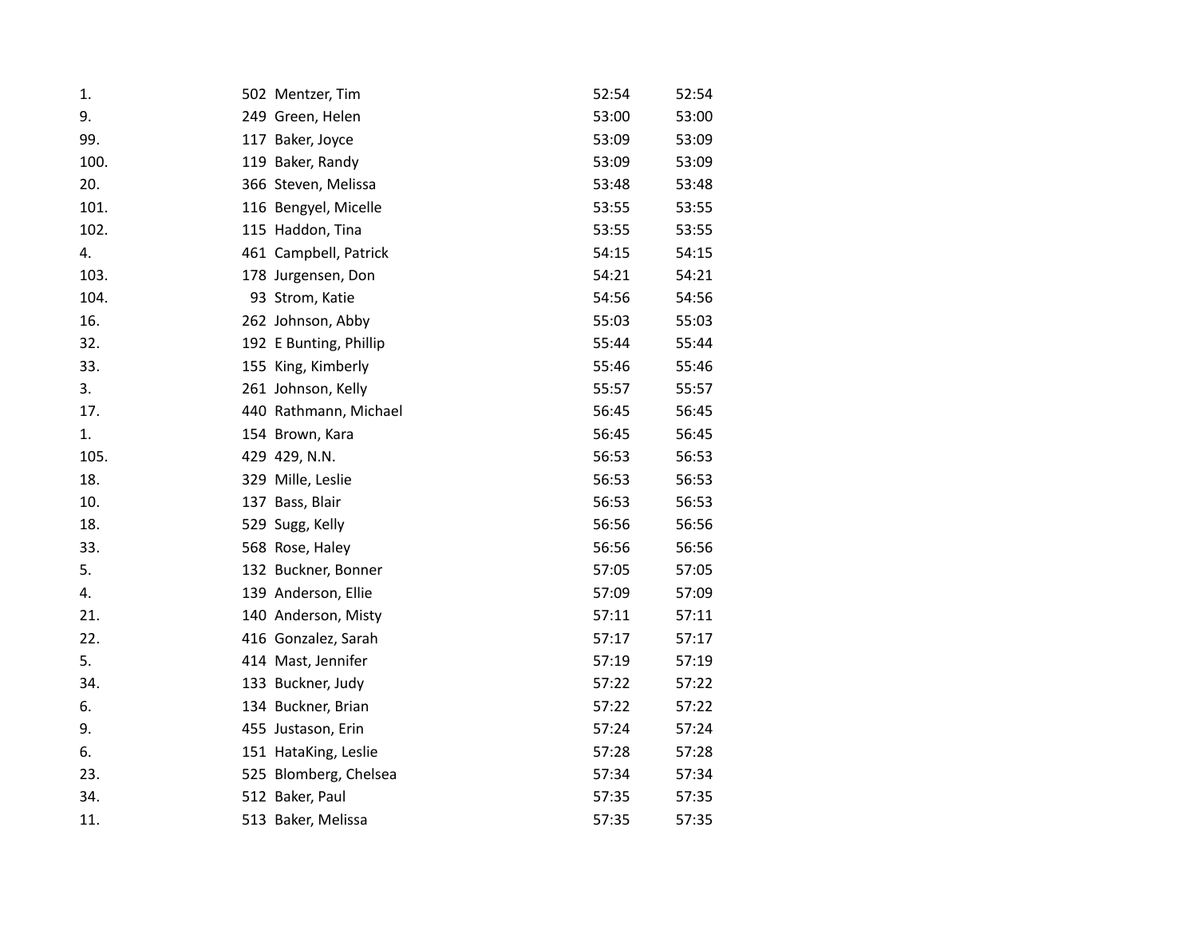| | | | | |
|---|---|---|---|---|
| 1. | 502 | Mentzer, Tim | 52:54 | 52:54 |
| 9. | 249 | Green, Helen | 53:00 | 53:00 |
| 99. | 117 | Baker, Joyce | 53:09 | 53:09 |
| 100. | 119 | Baker, Randy | 53:09 | 53:09 |
| 20. | 366 | Steven, Melissa | 53:48 | 53:48 |
| 101. | 116 | Bengyel, Micelle | 53:55 | 53:55 |
| 102. | 115 | Haddon, Tina | 53:55 | 53:55 |
| 4. | 461 | Campbell, Patrick | 54:15 | 54:15 |
| 103. | 178 | Jurgensen, Don | 54:21 | 54:21 |
| 104. | 93 | Strom, Katie | 54:56 | 54:56 |
| 16. | 262 | Johnson, Abby | 55:03 | 55:03 |
| 32. | 192 | E Bunting, Phillip | 55:44 | 55:44 |
| 33. | 155 | King, Kimberly | 55:46 | 55:46 |
| 3. | 261 | Johnson, Kelly | 55:57 | 55:57 |
| 17. | 440 | Rathmann, Michael | 56:45 | 56:45 |
| 1. | 154 | Brown, Kara | 56:45 | 56:45 |
| 105. | 429 | 429, N.N. | 56:53 | 56:53 |
| 18. | 329 | Mille, Leslie | 56:53 | 56:53 |
| 10. | 137 | Bass, Blair | 56:53 | 56:53 |
| 18. | 529 | Sugg, Kelly | 56:56 | 56:56 |
| 33. | 568 | Rose, Haley | 56:56 | 56:56 |
| 5. | 132 | Buckner, Bonner | 57:05 | 57:05 |
| 4. | 139 | Anderson, Ellie | 57:09 | 57:09 |
| 21. | 140 | Anderson, Misty | 57:11 | 57:11 |
| 22. | 416 | Gonzalez, Sarah | 57:17 | 57:17 |
| 5. | 414 | Mast, Jennifer | 57:19 | 57:19 |
| 34. | 133 | Buckner, Judy | 57:22 | 57:22 |
| 6. | 134 | Buckner, Brian | 57:22 | 57:22 |
| 9. | 455 | Justason, Erin | 57:24 | 57:24 |
| 6. | 151 | HataKing, Leslie | 57:28 | 57:28 |
| 23. | 525 | Blomberg, Chelsea | 57:34 | 57:34 |
| 34. | 512 | Baker, Paul | 57:35 | 57:35 |
| 11. | 513 | Baker, Melissa | 57:35 | 57:35 |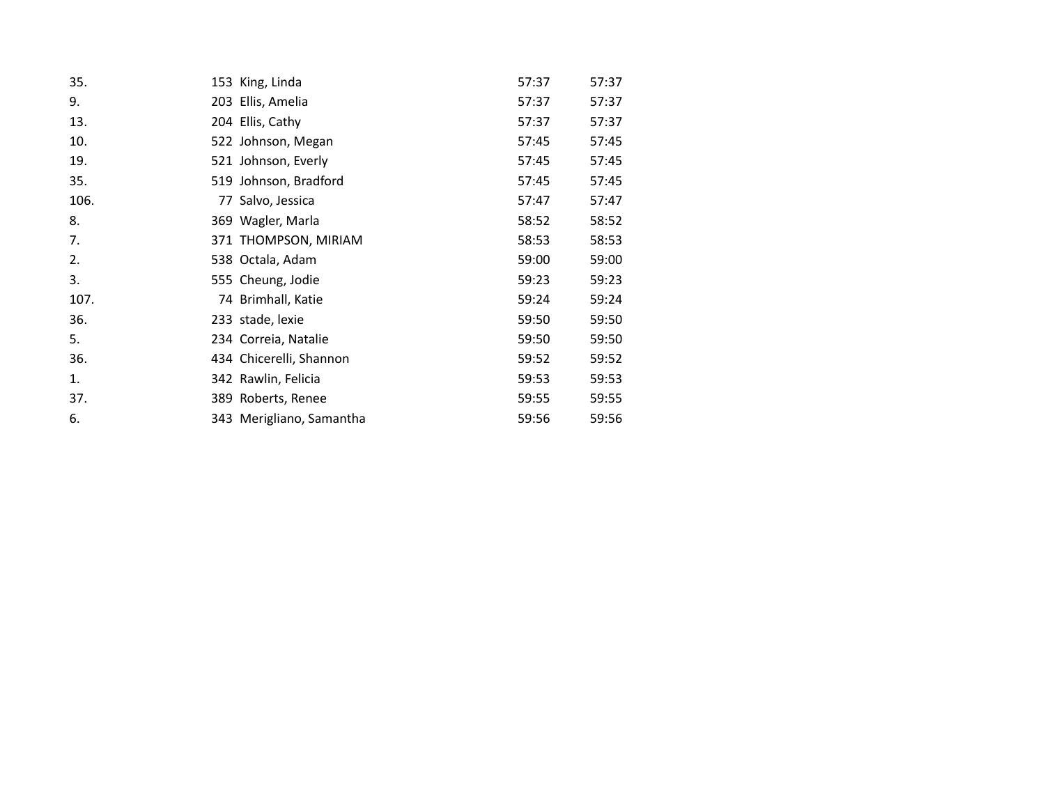| | | | | |
|---|---|---|---|---|
| 35. | 153 | King, Linda | 57:37 | 57:37 |
| 9. | 203 | Ellis, Amelia | 57:37 | 57:37 |
| 13. | 204 | Ellis, Cathy | 57:37 | 57:37 |
| 10. | 522 | Johnson, Megan | 57:45 | 57:45 |
| 19. | 521 | Johnson, Everly | 57:45 | 57:45 |
| 35. | 519 | Johnson, Bradford | 57:45 | 57:45 |
| 106. | 77 | Salvo, Jessica | 57:47 | 57:47 |
| 8. | 369 | Wagler, Marla | 58:52 | 58:52 |
| 7. | 371 | THOMPSON, MIRIAM | 58:53 | 58:53 |
| 2. | 538 | Octala, Adam | 59:00 | 59:00 |
| 3. | 555 | Cheung, Jodie | 59:23 | 59:23 |
| 107. | 74 | Brimhall, Katie | 59:24 | 59:24 |
| 36. | 233 | stade, lexie | 59:50 | 59:50 |
| 5. | 234 | Correia, Natalie | 59:50 | 59:50 |
| 36. | 434 | Chicerelli, Shannon | 59:52 | 59:52 |
| 1. | 342 | Rawlin, Felicia | 59:53 | 59:53 |
| 37. | 389 | Roberts, Renee | 59:55 | 59:55 |
| 6. | 343 | Merigliano, Samantha | 59:56 | 59:56 |